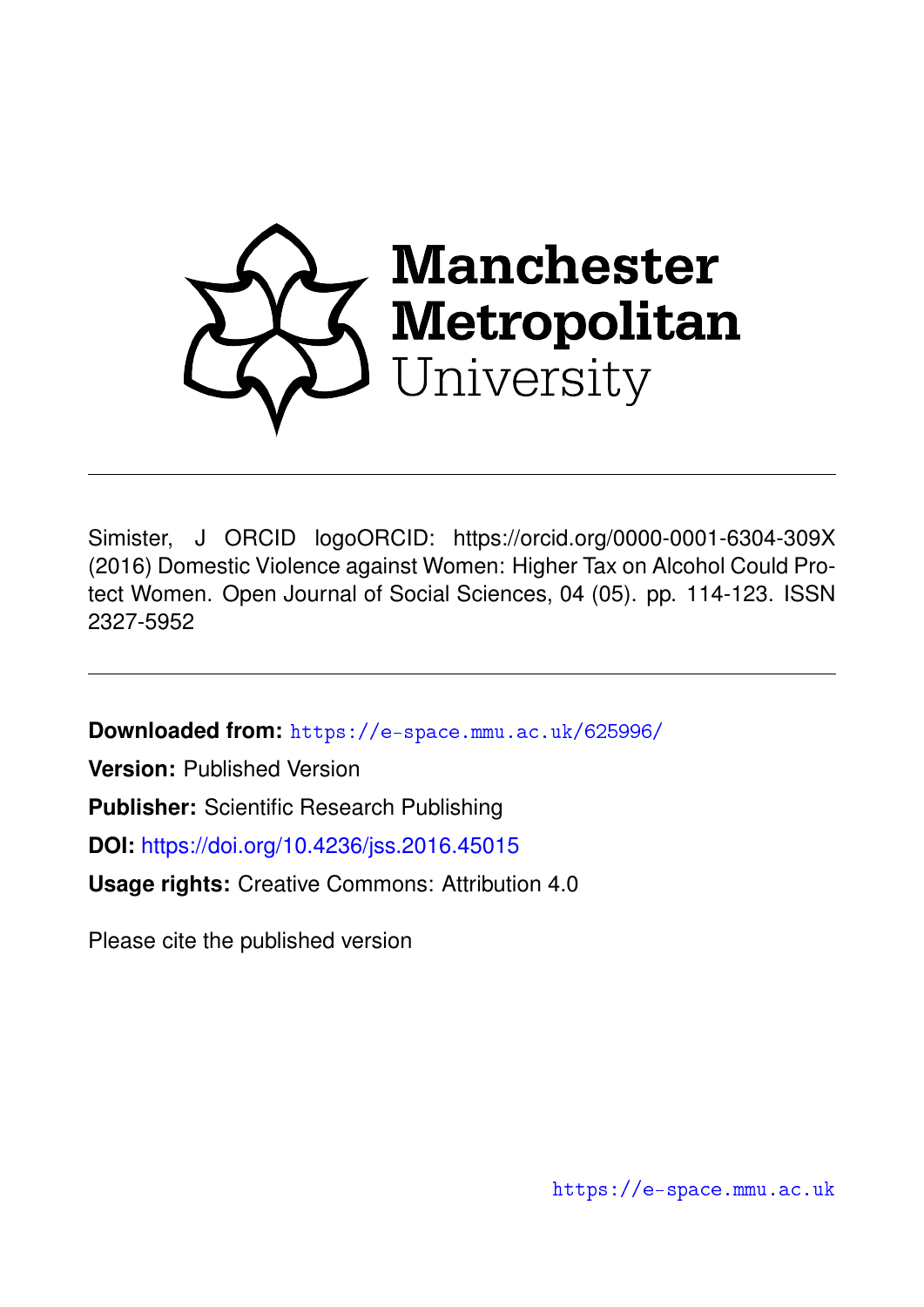Manchester Metropolitan University

Simister, J ORCID logoORCID: https://orcid.org/0000-0001-6304-309X (2016) Domestic Violence against Women: Higher Tax on Alcohol Could Protect Women. Open Journal of Social Sciences, 04 (05). pp. 114-123. ISSN 2327-5952

**Downloaded from:** https://e-space.mmu.ac.uk/625996/

**Version:** Published Version

**Publisher:** Scientific Research Publishing

**DOI:** https://doi.org/10.4236/jss.2016.45015

**Usage rights:** Creative Commons: Attribution 4.0

Please cite the published version

https://e-space.mmu.ac.uk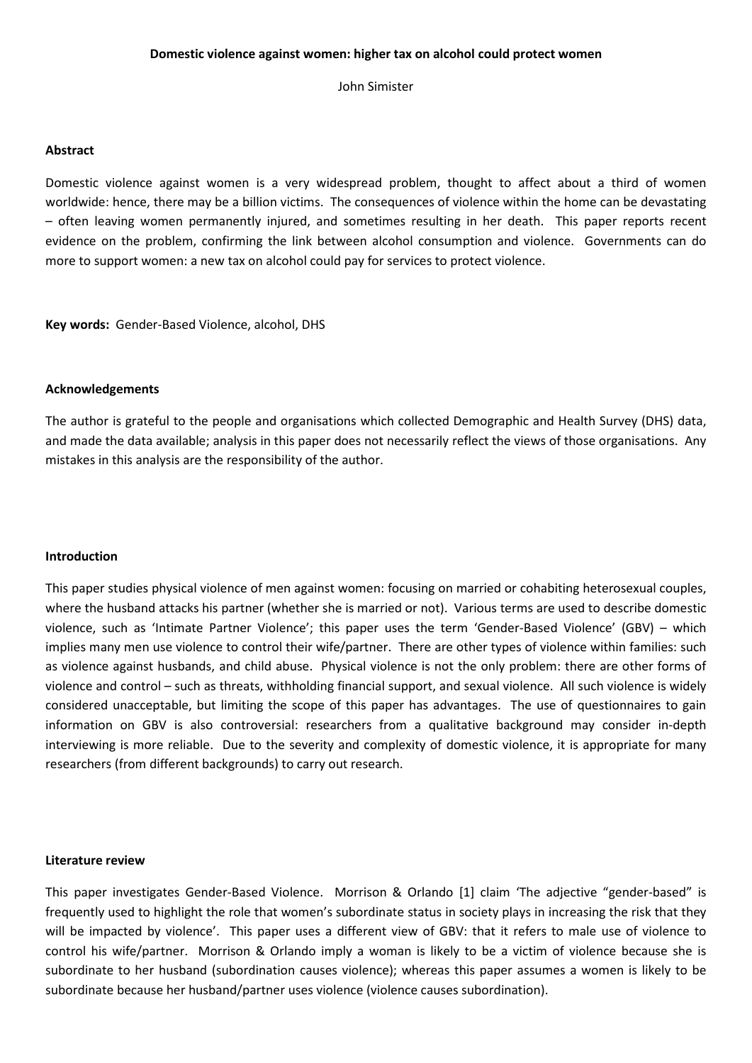**Domestic violence against women: higher tax on alcohol could protect women**

John Simister

## Abstract

Domestic violence against women is a very widespread problem, thought to affect about a third of women worldwide: hence, there may be a billion victims. The consequences of violence within the home can be devastating – often leaving women permanently injured, and sometimes resulting in her death. This paper reports recent evidence on the problem, confirming the link between alcohol consumption and violence. Governments can do more to support women: a new tax on alcohol could pay for services to protect violence.

**Key words:** Gender-Based Violence, alcohol, DHS

## Acknowledgements

The author is grateful to the people and organisations which collected Demographic and Health Survey (DHS) data, and made the data available; analysis in this paper does not necessarily reflect the views of those organisations. Any mistakes in this analysis are the responsibility of the author.

## Introduction

This paper studies physical violence of men against women: focusing on married or cohabiting heterosexual couples, where the husband attacks his partner (whether she is married or not). Various terms are used to describe domestic violence, such as 'Intimate Partner Violence'; this paper uses the term 'Gender-Based Violence' (GBV) – which implies many men use violence to control their wife/partner. There are other types of violence within families: such as violence against husbands, and child abuse. Physical violence is not the only problem: there are other forms of violence and control – such as threats, withholding financial support, and sexual violence. All such violence is widely considered unacceptable, but limiting the scope of this paper has advantages. The use of questionnaires to gain information on GBV is also controversial: researchers from a qualitative background may consider in-depth interviewing is more reliable. Due to the severity and complexity of domestic violence, it is appropriate for many researchers (from different backgrounds) to carry out research.

## Literature review

This paper investigates Gender-Based Violence. Morrison & Orlando [1] claim 'The adjective "gender-based" is frequently used to highlight the role that women's subordinate status in society plays in increasing the risk that they will be impacted by violence'. This paper uses a different view of GBV: that it refers to male use of violence to control his wife/partner. Morrison & Orlando imply a woman is likely to be a victim of violence because she is subordinate to her husband (subordination causes violence); whereas this paper assumes a women is likely to be subordinate because her husband/partner uses violence (violence causes subordination).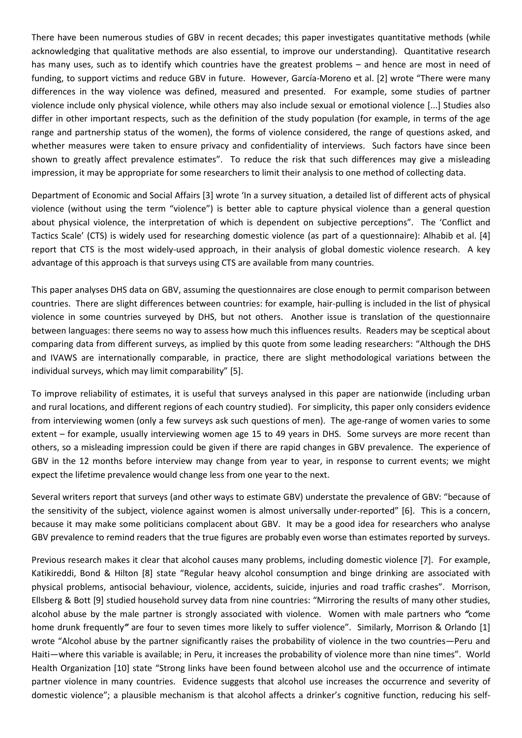There have been numerous studies of GBV in recent decades; this paper investigates quantitative methods (while acknowledging that qualitative methods are also essential, to improve our understanding). Quantitative research has many uses, such as to identify which countries have the greatest problems – and hence are most in need of funding, to support victims and reduce GBV in future. However, García-Moreno et al. [2] wrote "There were many differences in the way violence was defined, measured and presented. For example, some studies of partner violence include only physical violence, while others may also include sexual or emotional violence [...] Studies also differ in other important respects, such as the definition of the study population (for example, in terms of the age range and partnership status of the women), the forms of violence considered, the range of questions asked, and whether measures were taken to ensure privacy and confidentiality of interviews. Such factors have since been shown to greatly affect prevalence estimates". To reduce the risk that such differences may give a misleading impression, it may be appropriate for some researchers to limit their analysis to one method of collecting data.

Department of Economic and Social Affairs [3] wrote 'In a survey situation, a detailed list of different acts of physical violence (without using the term "violence") is better able to capture physical violence than a general question about physical violence, the interpretation of which is dependent on subjective perceptions". The 'Conflict and Tactics Scale' (CTS) is widely used for researching domestic violence (as part of a questionnaire): Alhabib et al. [4] report that CTS is the most widely-used approach, in their analysis of global domestic violence research. A key advantage of this approach is that surveys using CTS are available from many countries.

This paper analyses DHS data on GBV, assuming the questionnaires are close enough to permit comparison between countries. There are slight differences between countries: for example, hair-pulling is included in the list of physical violence in some countries surveyed by DHS, but not others. Another issue is translation of the questionnaire between languages: there seems no way to assess how much this influences results. Readers may be sceptical about comparing data from different surveys, as implied by this quote from some leading researchers: "Although the DHS and IVAWS are internationally comparable, in practice, there are slight methodological variations between the individual surveys, which may limit comparability" [5].

To improve reliability of estimates, it is useful that surveys analysed in this paper are nationwide (including urban and rural locations, and different regions of each country studied). For simplicity, this paper only considers evidence from interviewing women (only a few surveys ask such questions of men). The age-range of women varies to some extent – for example, usually interviewing women age 15 to 49 years in DHS. Some surveys are more recent than others, so a misleading impression could be given if there are rapid changes in GBV prevalence. The experience of GBV in the 12 months before interview may change from year to year, in response to current events; we might expect the lifetime prevalence would change less from one year to the next.

Several writers report that surveys (and other ways to estimate GBV) understate the prevalence of GBV: "because of the sensitivity of the subject, violence against women is almost universally under-reported" [6]. This is a concern, because it may make some politicians complacent about GBV. It may be a good idea for researchers who analyse GBV prevalence to remind readers that the true figures are probably even worse than estimates reported by surveys.

Previous research makes it clear that alcohol causes many problems, including domestic violence [7]. For example, Katikireddi, Bond & Hilton [8] state "Regular heavy alcohol consumption and binge drinking are associated with physical problems, antisocial behaviour, violence, accidents, suicide, injuries and road traffic crashes". Morrison, Ellsberg & Bott [9] studied household survey data from nine countries: "Mirroring the results of many other studies, alcohol abuse by the male partner is strongly associated with violence. Women with male partners who *"*come home drunk frequently*"* are four to seven times more likely to suffer violence". Similarly, Morrison & Orlando [1] wrote "Alcohol abuse by the partner significantly raises the probability of violence in the two countries—Peru and Haiti—where this variable is available; in Peru, it increases the probability of violence more than nine times". World Health Organization [10] state "Strong links have been found between alcohol use and the occurrence of intimate partner violence in many countries. Evidence suggests that alcohol use increases the occurrence and severity of domestic violence"; a plausible mechanism is that alcohol affects a drinker's cognitive function, reducing his self-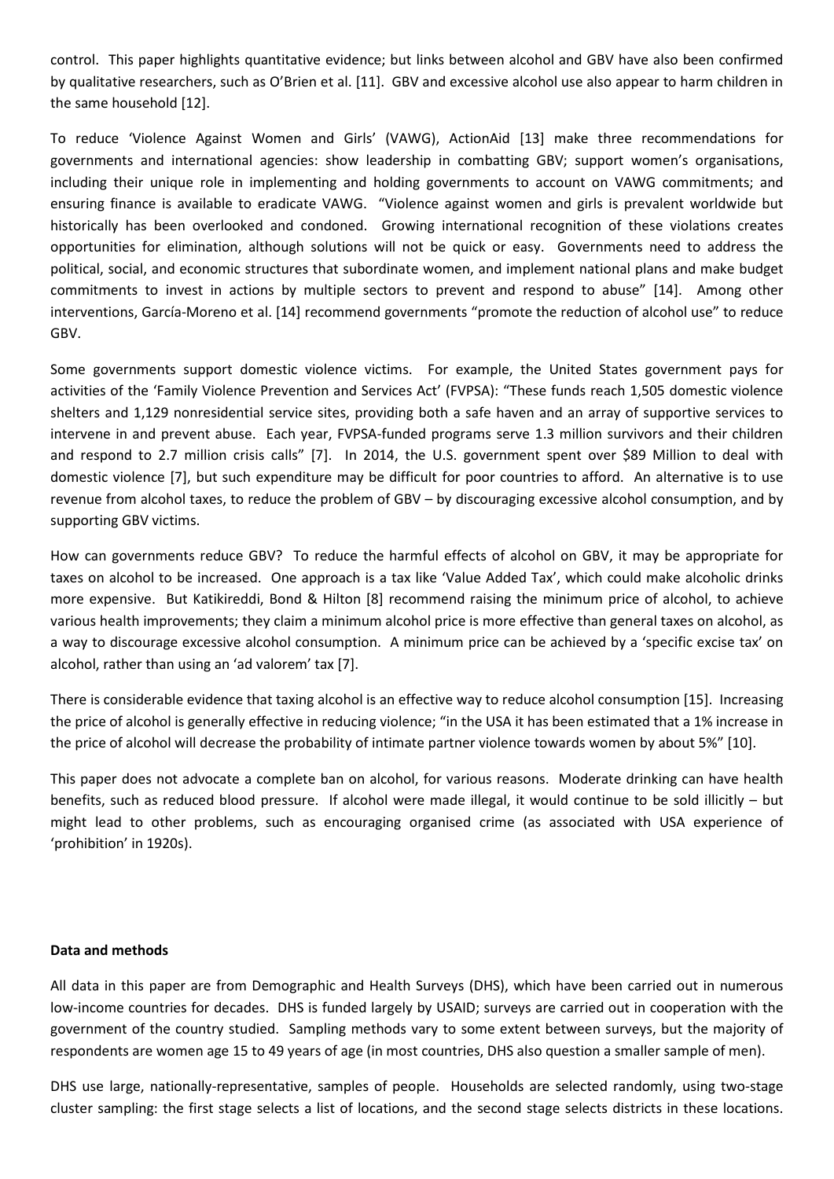control. This paper highlights quantitative evidence; but links between alcohol and GBV have also been confirmed by qualitative researchers, such as O'Brien et al. [11]. GBV and excessive alcohol use also appear to harm children in the same household [12].

To reduce 'Violence Against Women and Girls' (VAWG), ActionAid [13] make three recommendations for governments and international agencies: show leadership in combatting GBV; support women's organisations, including their unique role in implementing and holding governments to account on VAWG commitments; and ensuring finance is available to eradicate VAWG. "Violence against women and girls is prevalent worldwide but historically has been overlooked and condoned. Growing international recognition of these violations creates opportunities for elimination, although solutions will not be quick or easy. Governments need to address the political, social, and economic structures that subordinate women, and implement national plans and make budget commitments to invest in actions by multiple sectors to prevent and respond to abuse" [14]. Among other interventions, García-Moreno et al. [14] recommend governments "promote the reduction of alcohol use" to reduce GBV.

Some governments support domestic violence victims. For example, the United States government pays for activities of the 'Family Violence Prevention and Services Act' (FVPSA): "These funds reach 1,505 domestic violence shelters and 1,129 nonresidential service sites, providing both a safe haven and an array of supportive services to intervene in and prevent abuse. Each year, FVPSA-funded programs serve 1.3 million survivors and their children and respond to 2.7 million crisis calls" [7]. In 2014, the U.S. government spent over $89 Million to deal with domestic violence [7], but such expenditure may be difficult for poor countries to afford. An alternative is to use revenue from alcohol taxes, to reduce the problem of GBV – by discouraging excessive alcohol consumption, and by supporting GBV victims.

How can governments reduce GBV? To reduce the harmful effects of alcohol on GBV, it may be appropriate for taxes on alcohol to be increased. One approach is a tax like 'Value Added Tax', which could make alcoholic drinks more expensive. But Katikireddi, Bond & Hilton [8] recommend raising the minimum price of alcohol, to achieve various health improvements; they claim a minimum alcohol price is more effective than general taxes on alcohol, as a way to discourage excessive alcohol consumption. A minimum price can be achieved by a 'specific excise tax' on alcohol, rather than using an 'ad valorem' tax [7].

There is considerable evidence that taxing alcohol is an effective way to reduce alcohol consumption [15]. Increasing the price of alcohol is generally effective in reducing violence; "in the USA it has been estimated that a 1% increase in the price of alcohol will decrease the probability of intimate partner violence towards women by about 5%" [10].

This paper does not advocate a complete ban on alcohol, for various reasons. Moderate drinking can have health benefits, such as reduced blood pressure. If alcohol were made illegal, it would continue to be sold illicitly – but might lead to other problems, such as encouraging organised crime (as associated with USA experience of 'prohibition' in 1920s).

**Data and methods**

All data in this paper are from Demographic and Health Surveys (DHS), which have been carried out in numerous low-income countries for decades. DHS is funded largely by USAID; surveys are carried out in cooperation with the government of the country studied. Sampling methods vary to some extent between surveys, but the majority of respondents are women age 15 to 49 years of age (in most countries, DHS also question a smaller sample of men).

DHS use large, nationally-representative, samples of people. Households are selected randomly, using two-stage cluster sampling: the first stage selects a list of locations, and the second stage selects districts in these locations.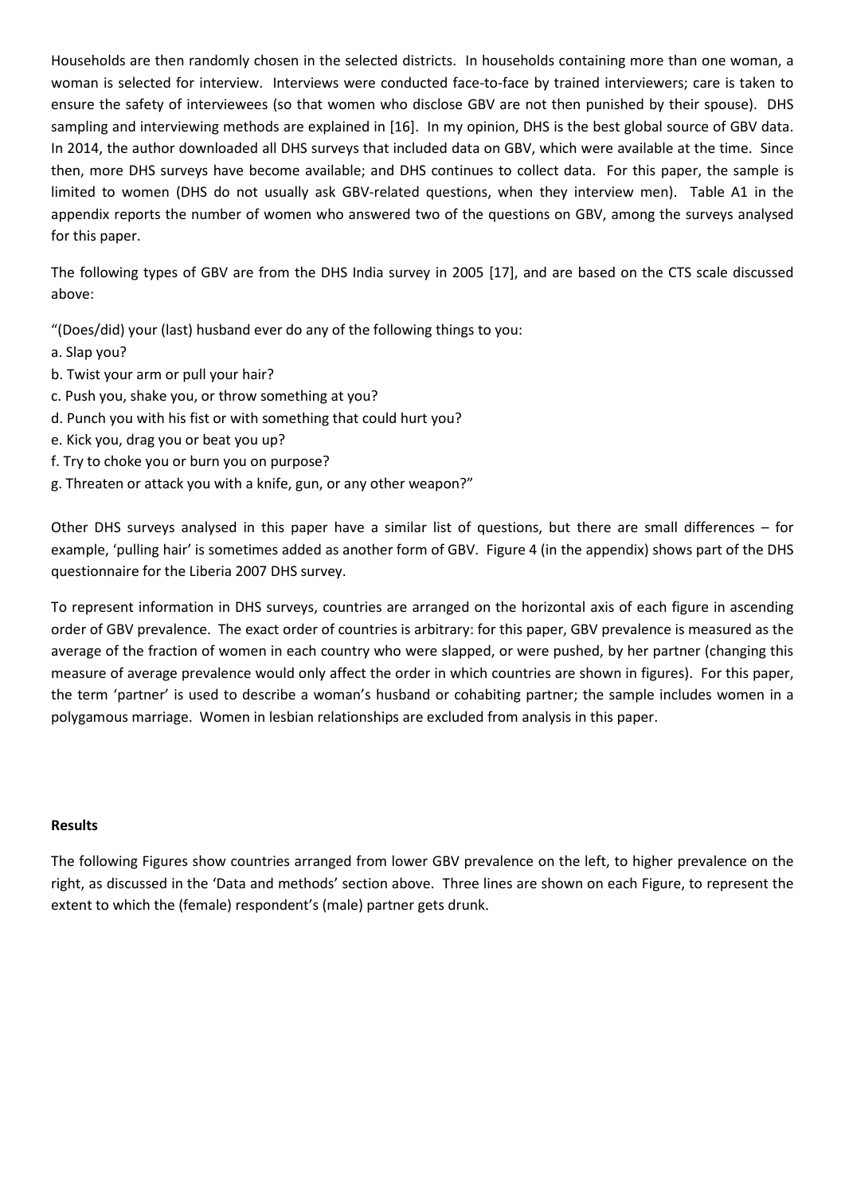Households are then randomly chosen in the selected districts. In households containing more than one woman, a woman is selected for interview. Interviews were conducted face-to-face by trained interviewers; care is taken to ensure the safety of interviewees (so that women who disclose GBV are not then punished by their spouse). DHS sampling and interviewing methods are explained in [16]. In my opinion, DHS is the best global source of GBV data. In 2014, the author downloaded all DHS surveys that included data on GBV, which were available at the time. Since then, more DHS surveys have become available; and DHS continues to collect data. For this paper, the sample is limited to women (DHS do not usually ask GBV-related questions, when they interview men). Table A1 in the appendix reports the number of women who answered two of the questions on GBV, among the surveys analysed for this paper.

The following types of GBV are from the DHS India survey in 2005 [17], and are based on the CTS scale discussed above:

"(Does/did) your (last) husband ever do any of the following things to you:

a. Slap you?
b. Twist your arm or pull your hair?
c. Push you, shake you, or throw something at you?
d. Punch you with his fist or with something that could hurt you?
e. Kick you, drag you or beat you up?
f. Try to choke you or burn you on purpose?
g. Threaten or attack you with a knife, gun, or any other weapon?"

Other DHS surveys analysed in this paper have a similar list of questions, but there are small differences – for example, 'pulling hair' is sometimes added as another form of GBV. Figure 4 (in the appendix) shows part of the DHS questionnaire for the Liberia 2007 DHS survey.

To represent information in DHS surveys, countries are arranged on the horizontal axis of each figure in ascending order of GBV prevalence. The exact order of countries is arbitrary: for this paper, GBV prevalence is measured as the average of the fraction of women in each country who were slapped, or were pushed, by her partner (changing this measure of average prevalence would only affect the order in which countries are shown in figures). For this paper, the term 'partner' is used to describe a woman's husband or cohabiting partner; the sample includes women in a polygamous marriage. Women in lesbian relationships are excluded from analysis in this paper.

**Results**

The following Figures show countries arranged from lower GBV prevalence on the left, to higher prevalence on the right, as discussed in the 'Data and methods' section above. Three lines are shown on each Figure, to represent the extent to which the (female) respondent's (male) partner gets drunk.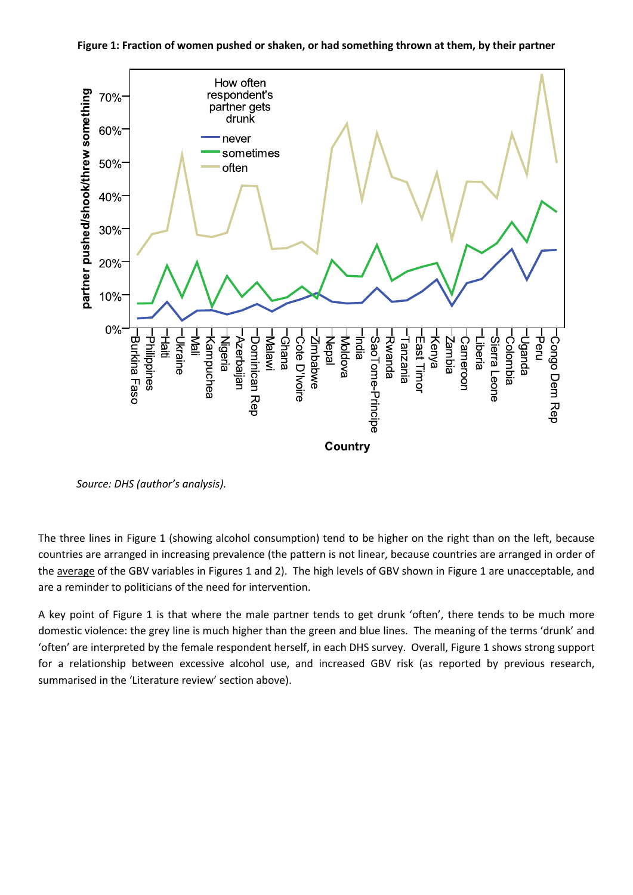**Figure 1: Fraction of women pushed or shaken, or had something thrown at them, by their partner**

*Source: DHS (author's analysis).*

The three lines in Figure 1 (showing alcohol consumption) tend to be higher on the right than on the left, because countries are arranged in increasing prevalence (the pattern is not linear, because countries are arranged in order of the average of the GBV variables in Figures 1 and 2). The high levels of GBV shown in Figure 1 are unacceptable, and are a reminder to politicians of the need for intervention.

A key point of Figure 1 is that where the male partner tends to get drunk 'often', there tends to be much more domestic violence: the grey line is much higher than the green and blue lines. The meaning of the terms 'drunk' and 'often' are interpreted by the female respondent herself, in each DHS survey. Overall, Figure 1 shows strong support for a relationship between excessive alcohol use, and increased GBV risk (as reported by previous research, summarised in the 'Literature review' section above).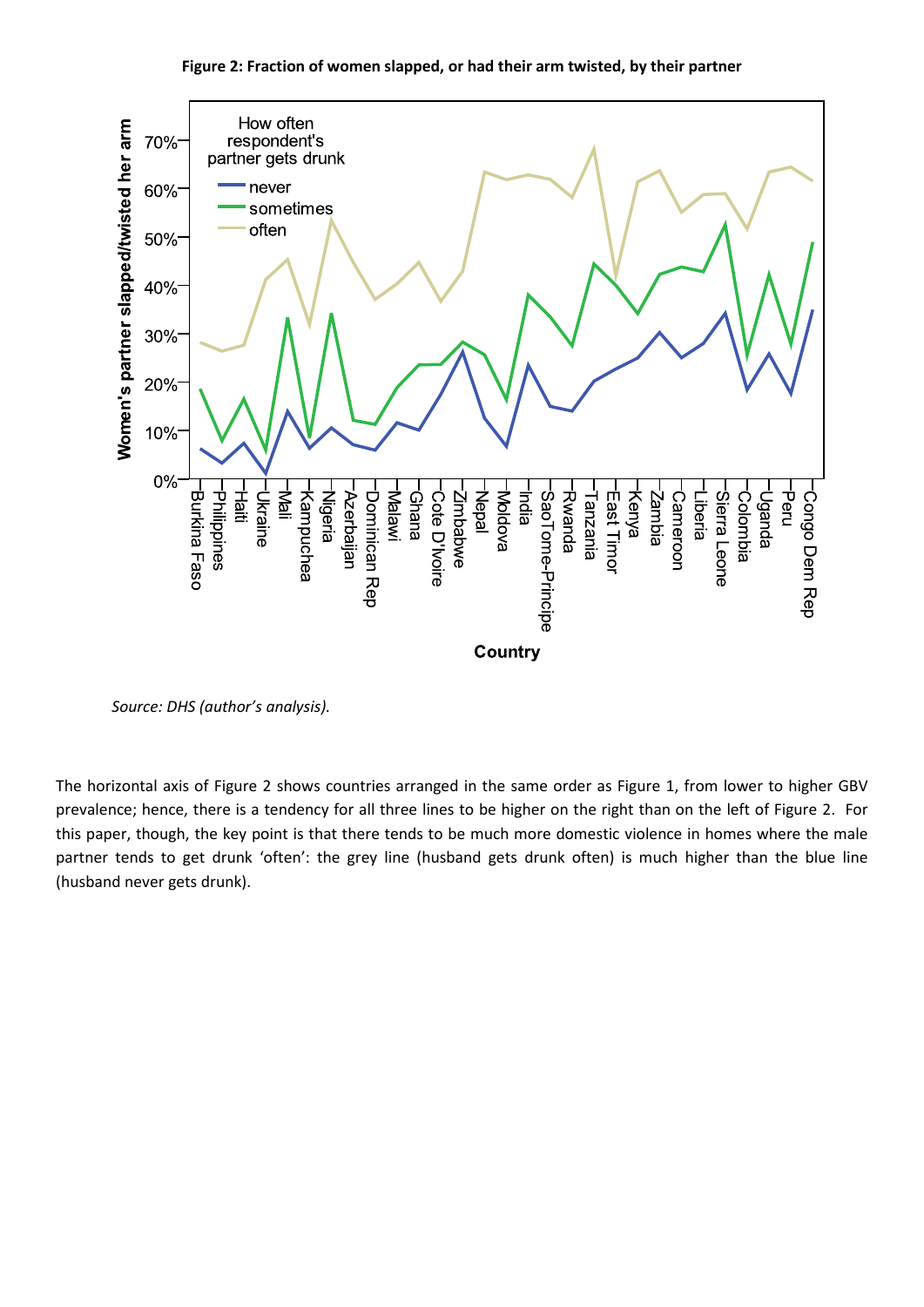**Figure 2: Fraction of women slapped, or had their arm twisted, by their partner**

*Source: DHS (author's analysis).*

The horizontal axis of Figure 2 shows countries arranged in the same order as Figure 1, from lower to higher GBV prevalence; hence, there is a tendency for all three lines to be higher on the right than on the left of Figure 2. For this paper, though, the key point is that there tends to be much more domestic violence in homes where the male partner tends to get drunk 'often': the grey line (husband gets drunk often) is much higher than the blue line (husband never gets drunk).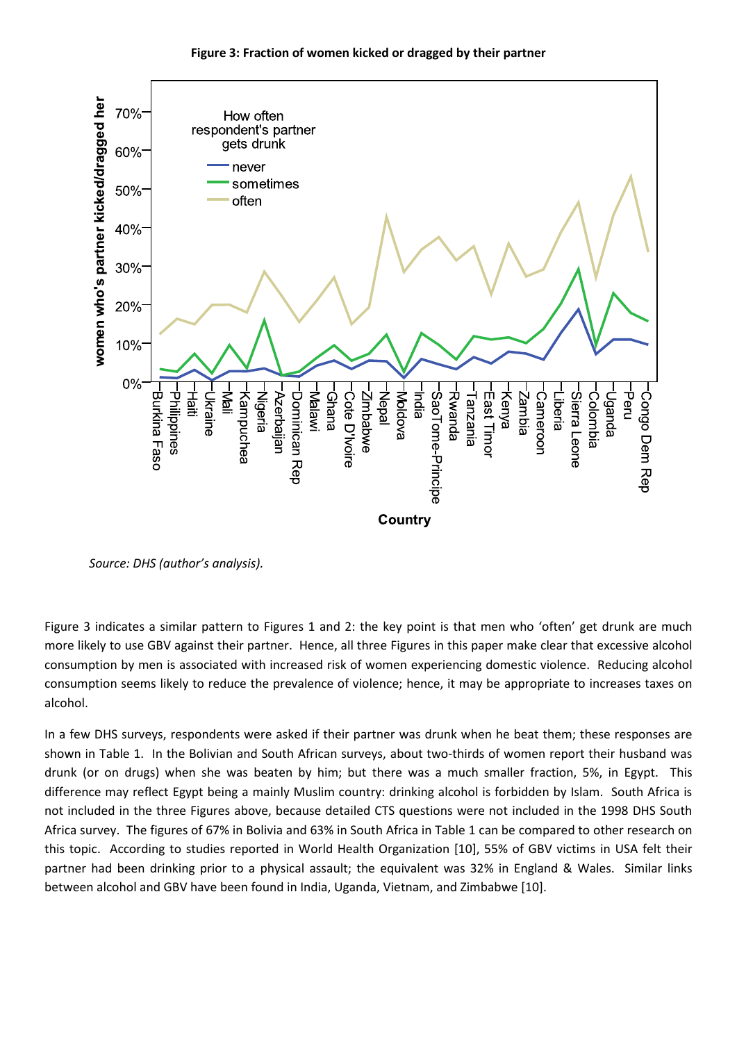**Figure 3: Fraction of women kicked or dragged by their partner**

*Source: DHS (author's analysis).*

Figure 3 indicates a similar pattern to Figures 1 and 2: the key point is that men who 'often' get drunk are much more likely to use GBV against their partner. Hence, all three Figures in this paper make clear that excessive alcohol consumption by men is associated with increased risk of women experiencing domestic violence. Reducing alcohol consumption seems likely to reduce the prevalence of violence; hence, it may be appropriate to increases taxes on alcohol.

In a few DHS surveys, respondents were asked if their partner was drunk when he beat them; these responses are shown in Table 1. In the Bolivian and South African surveys, about two-thirds of women report their husband was drunk (or on drugs) when she was beaten by him; but there was a much smaller fraction, 5%, in Egypt. This difference may reflect Egypt being a mainly Muslim country: drinking alcohol is forbidden by Islam. South Africa is not included in the three Figures above, because detailed CTS questions were not included in the 1998 DHS South Africa survey. The figures of 67% in Bolivia and 63% in South Africa in Table 1 can be compared to other research on this topic. According to studies reported in World Health Organization [10], 55% of GBV victims in USA felt their partner had been drinking prior to a physical assault; the equivalent was 32% in England & Wales. Similar links between alcohol and GBV have been found in India, Uganda, Vietnam, and Zimbabwe [10].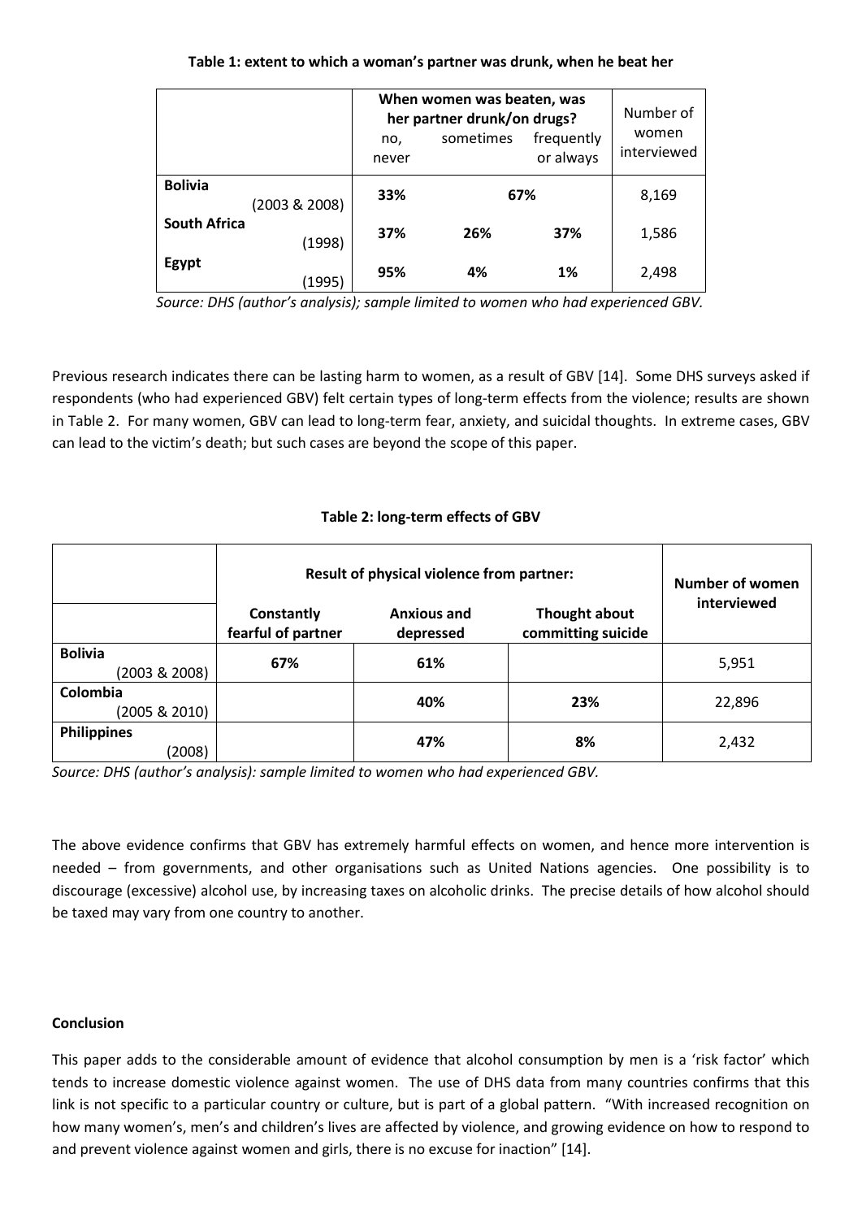**Table 1: extent to which a woman's partner was drunk, when he beat her**

| | When women was beaten, was her partner drunk/on drugs? | | | Number of women interviewed |
|---|---|---|---|---|
| | no, never | sometimes | frequently or always | |
| **Bolivia** (2003 & 2008) | **33%** | **67%** | | 8,169 |
| **South Africa** (1998) | **37%** | **26%** | **37%** | 1,586 |
| **Egypt** (1995) | **95%** | **4%** | **1%** | 2,498 |

*Source: DHS (author's analysis); sample limited to women who had experienced GBV.*

Previous research indicates there can be lasting harm to women, as a result of GBV [14]. Some DHS surveys asked if respondents (who had experienced GBV) felt certain types of long-term effects from the violence; results are shown in Table 2. For many women, GBV can lead to long-term fear, anxiety, and suicidal thoughts. In extreme cases, GBV can lead to the victim's death; but such cases are beyond the scope of this paper.

**Table 2: long-term effects of GBV**

| | Result of physical violence from partner: | | | Number of women interviewed |
|---|---|---|---|---|
| | Constantly fearful of partner | Anxious and depressed | Thought about committing suicide | |
| **Bolivia** (2003 & 2008) | **67%** | **61%** | | 5,951 |
| **Colombia** (2005 & 2010) | | **40%** | **23%** | 22,896 |
| **Philippines** (2008) | | **47%** | **8%** | 2,432 |

*Source: DHS (author's analysis): sample limited to women who had experienced GBV.*

The above evidence confirms that GBV has extremely harmful effects on women, and hence more intervention is needed – from governments, and other organisations such as United Nations agencies. One possibility is to discourage (excessive) alcohol use, by increasing taxes on alcoholic drinks. The precise details of how alcohol should be taxed may vary from one country to another.

**Conclusion**

This paper adds to the considerable amount of evidence that alcohol consumption by men is a 'risk factor' which tends to increase domestic violence against women. The use of DHS data from many countries confirms that this link is not specific to a particular country or culture, but is part of a global pattern. "With increased recognition on how many women's, men's and children's lives are affected by violence, and growing evidence on how to respond to and prevent violence against women and girls, there is no excuse for inaction" [14].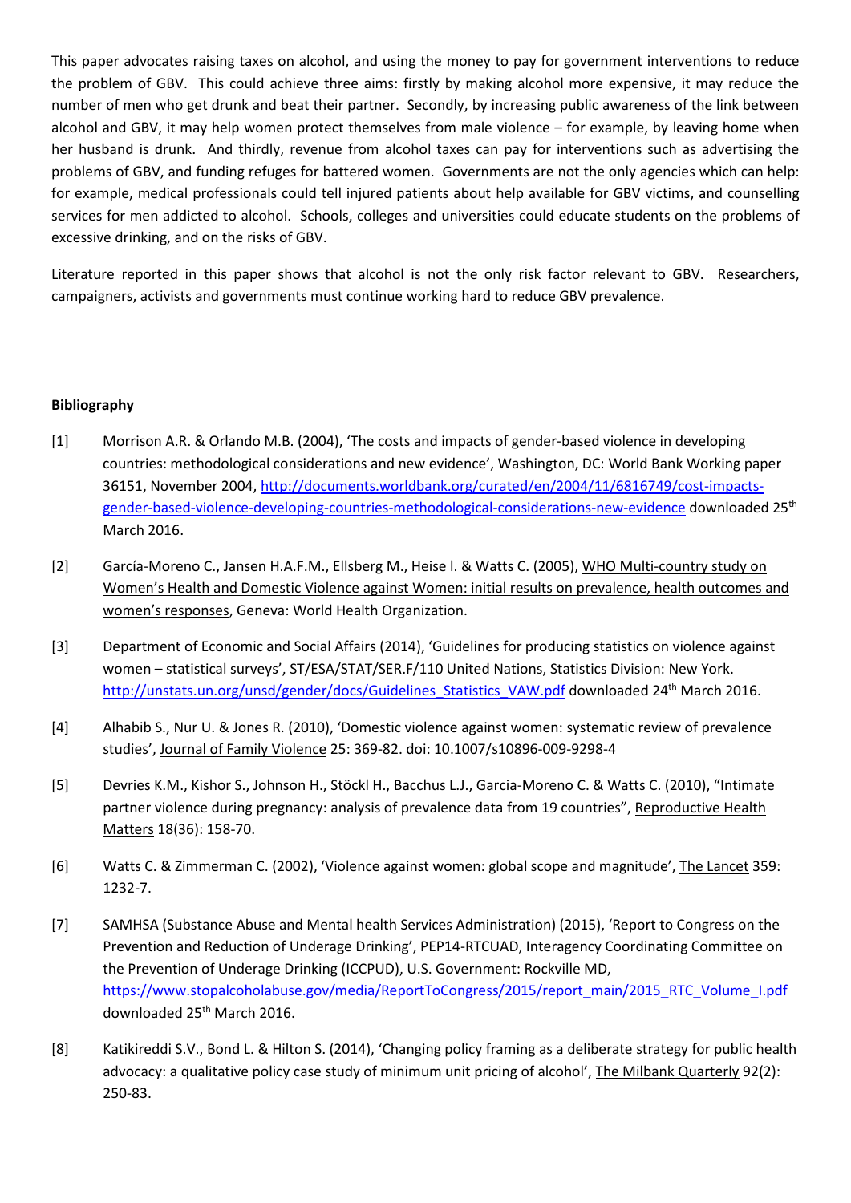This paper advocates raising taxes on alcohol, and using the money to pay for government interventions to reduce the problem of GBV. This could achieve three aims: firstly by making alcohol more expensive, it may reduce the number of men who get drunk and beat their partner. Secondly, by increasing public awareness of the link between alcohol and GBV, it may help women protect themselves from male violence – for example, by leaving home when her husband is drunk. And thirdly, revenue from alcohol taxes can pay for interventions such as advertising the problems of GBV, and funding refuges for battered women. Governments are not the only agencies which can help: for example, medical professionals could tell injured patients about help available for GBV victims, and counselling services for men addicted to alcohol. Schools, colleges and universities could educate students on the problems of excessive drinking, and on the risks of GBV.

Literature reported in this paper shows that alcohol is not the only risk factor relevant to GBV. Researchers, campaigners, activists and governments must continue working hard to reduce GBV prevalence.

**Bibliography**

[1] Morrison A.R. & Orlando M.B. (2004), 'The costs and impacts of gender-based violence in developing countries: methodological considerations and new evidence', Washington, DC: World Bank Working paper 36151, November 2004, http://documents.worldbank.org/curated/en/2004/11/6816749/cost-impacts-gender-based-violence-developing-countries-methodological-considerations-new-evidence downloaded 25th March 2016.

[2] García-Moreno C., Jansen H.A.F.M., Ellsberg M., Heise l. & Watts C. (2005), WHO Multi-country study on Women's Health and Domestic Violence against Women: initial results on prevalence, health outcomes and women's responses, Geneva: World Health Organization.

[3] Department of Economic and Social Affairs (2014), 'Guidelines for producing statistics on violence against women – statistical surveys', ST/ESA/STAT/SER.F/110 United Nations, Statistics Division: New York. http://unstats.un.org/unsd/gender/docs/Guidelines_Statistics_VAW.pdf downloaded 24th March 2016.

[4] Alhabib S., Nur U. & Jones R. (2010), 'Domestic violence against women: systematic review of prevalence studies', Journal of Family Violence 25: 369-82. doi: 10.1007/s10896-009-9298-4

[5] Devries K.M., Kishor S., Johnson H., Stöckl H., Bacchus L.J., Garcia-Moreno C. & Watts C. (2010), "Intimate partner violence during pregnancy: analysis of prevalence data from 19 countries", Reproductive Health Matters 18(36): 158-70.

[6] Watts C. & Zimmerman C. (2002), 'Violence against women: global scope and magnitude', The Lancet 359: 1232-7.

[7] SAMHSA (Substance Abuse and Mental health Services Administration) (2015), 'Report to Congress on the Prevention and Reduction of Underage Drinking', PEP14-RTCUAD, Interagency Coordinating Committee on the Prevention of Underage Drinking (ICCPUD), U.S. Government: Rockville MD, https://www.stopalcoholabuse.gov/media/ReportToCongress/2015/report_main/2015_RTC_Volume_I.pdf downloaded 25th March 2016.

[8] Katikireddi S.V., Bond L. & Hilton S. (2014), 'Changing policy framing as a deliberate strategy for public health advocacy: a qualitative policy case study of minimum unit pricing of alcohol', The Milbank Quarterly 92(2): 250-83.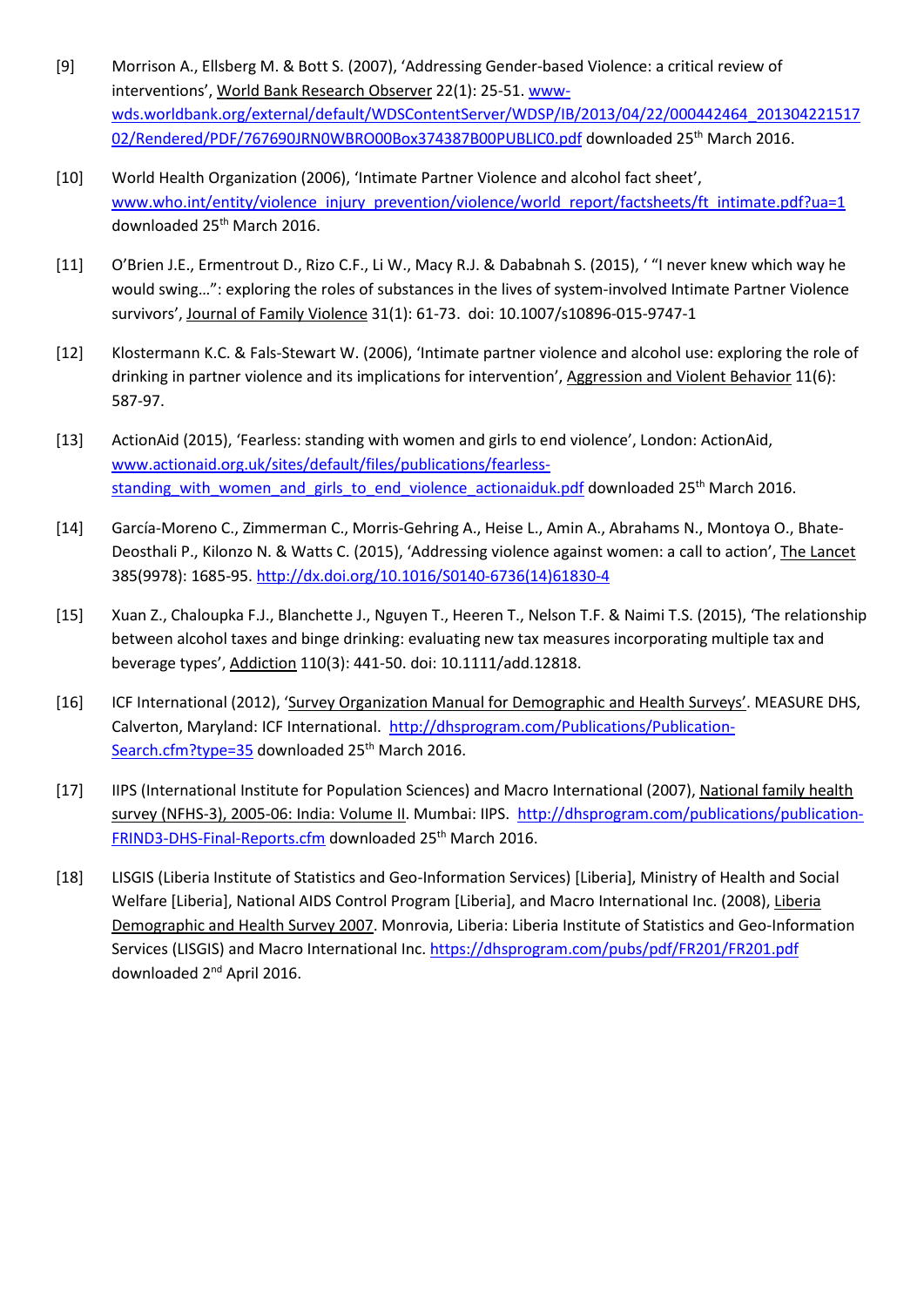[9] Morrison A., Ellsberg M. & Bott S. (2007), 'Addressing Gender-based Violence: a critical review of interventions', World Bank Research Observer 22(1): 25-51. www-wds.worldbank.org/external/default/WDSContentServer/WDSP/IB/2013/04/22/000442464_20130422151702/Rendered/PDF/767690JRN0WBRO00Box374387B00PUBLIC0.pdf downloaded 25th March 2016.

[10] World Health Organization (2006), 'Intimate Partner Violence and alcohol fact sheet', www.who.int/entity/violence_injury_prevention/violence/world_report/factsheets/ft_intimate.pdf?ua=1 downloaded 25th March 2016.

[11] O'Brien J.E., Ermentrout D., Rizo C.F., Li W., Macy R.J. & Dababnah S. (2015), ' "I never knew which way he would swing…": exploring the roles of substances in the lives of system-involved Intimate Partner Violence survivors', Journal of Family Violence 31(1): 61-73. doi: 10.1007/s10896-015-9747-1

[12] Klostermann K.C. & Fals-Stewart W. (2006), 'Intimate partner violence and alcohol use: exploring the role of drinking in partner violence and its implications for intervention', Aggression and Violent Behavior 11(6): 587-97.

[13] ActionAid (2015), 'Fearless: standing with women and girls to end violence', London: ActionAid, www.actionaid.org.uk/sites/default/files/publications/fearless-standing_with_women_and_girls_to_end_violence_actionaiduk.pdf downloaded 25th March 2016.

[14] García-Moreno C., Zimmerman C., Morris-Gehring A., Heise L., Amin A., Abrahams N., Montoya O., Bhate-Deosthali P., Kilonzo N. & Watts C. (2015), 'Addressing violence against women: a call to action', The Lancet 385(9978): 1685-95. http://dx.doi.org/10.1016/S0140-6736(14)61830-4

[15] Xuan Z., Chaloupka F.J., Blanchette J., Nguyen T., Heeren T., Nelson T.F. & Naimi T.S. (2015), 'The relationship between alcohol taxes and binge drinking: evaluating new tax measures incorporating multiple tax and beverage types', Addiction 110(3): 441-50. doi: 10.1111/add.12818.

[16] ICF International (2012), 'Survey Organization Manual for Demographic and Health Surveys'. MEASURE DHS, Calverton, Maryland: ICF International. http://dhsprogram.com/Publications/Publication-Search.cfm?type=35 downloaded 25th March 2016.

[17] IIPS (International Institute for Population Sciences) and Macro International (2007), National family health survey (NFHS-3), 2005-06: India: Volume II. Mumbai: IIPS. http://dhsprogram.com/publications/publication-FRIND3-DHS-Final-Reports.cfm downloaded 25th March 2016.

[18] LISGIS (Liberia Institute of Statistics and Geo-Information Services) [Liberia], Ministry of Health and Social Welfare [Liberia], National AIDS Control Program [Liberia], and Macro International Inc. (2008), Liberia Demographic and Health Survey 2007. Monrovia, Liberia: Liberia Institute of Statistics and Geo-Information Services (LISGIS) and Macro International Inc. https://dhsprogram.com/pubs/pdf/FR201/FR201.pdf downloaded 2nd April 2016.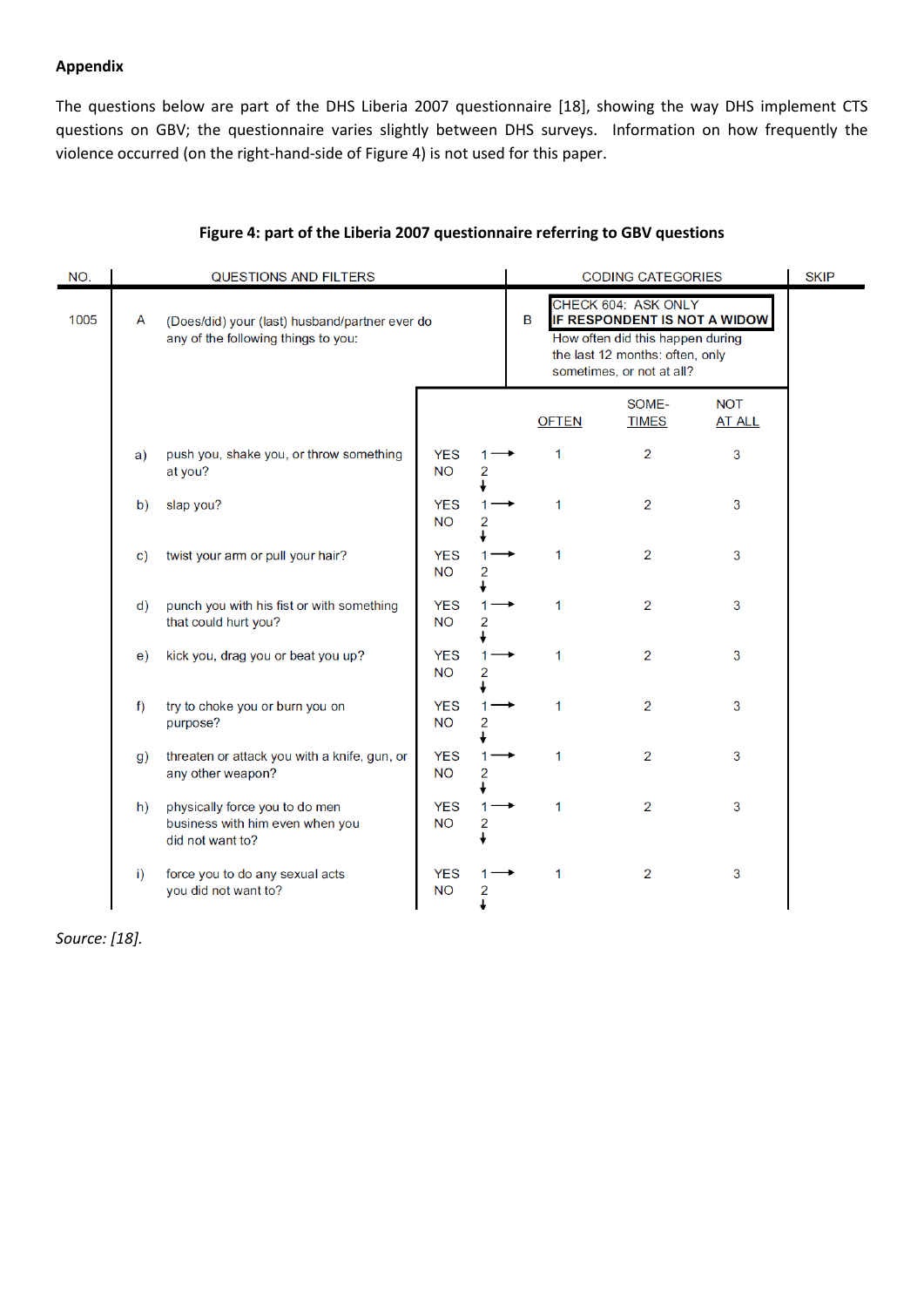**Appendix**

The questions below are part of the DHS Liberia 2007 questionnaire [18], showing the way DHS implement CTS questions on GBV; the questionnaire varies slightly between DHS surveys. Information on how frequently the violence occurred (on the right-hand-side of Figure 4) is not used for this paper.

**Figure 4: part of the Liberia 2007 questionnaire referring to GBV questions**

| NO. | QUESTIONS AND FILTERS | | | CODING CATEGORIES | | | SKIP |
|---|---|---|---|---|---|---|---|
| 1005 | A (Does/did) your (last) husband/partner ever do any of the following things to you: | | | B **CHECK 604: ASK ONLY IF RESPONDENT IS NOT A WIDOW** How often did this happen during the last 12 months: often, only sometimes, or not at all? | | | |
| | | | | OFTEN | SOME-TIMES | NOT AT ALL | |
| | a) push you, shake you, or throw something at you? | YES | 1 → | 1 | 2 | 3 | |
| | | NO | 2 ↓ | | | | |
| | b) slap you? | YES | 1 → | 1 | 2 | 3 | |
| | | NO | 2 ↓ | | | | |
| | c) twist your arm or pull your hair? | YES | 1 → | 1 | 2 | 3 | |
| | | NO | 2 ↓ | | | | |
| | d) punch you with his fist or with something that could hurt you? | YES | 1 → | 1 | 2 | 3 | |
| | | NO | 2 ↓ | | | | |
| | e) kick you, drag you or beat you up? | YES | 1 → | 1 | 2 | 3 | |
| | | NO | 2 ↓ | | | | |
| | f) try to choke you or burn you on purpose? | YES | 1 → | 1 | 2 | 3 | |
| | | NO | 2 ↓ | | | | |
| | g) threaten or attack you with a knife, gun, or any other weapon? | YES | 1 → | 1 | 2 | 3 | |
| | | NO | 2 ↓ | | | | |
| | h) physically force you to do men business with him even when you did not want to? | YES | 1 → | 1 | 2 | 3 | |
| | | NO | 2 ↓ | | | | |
| | i) force you to do any sexual acts you did not want to? | YES | 1 → | 1 | 2 | 3 | |
| | | NO | 2 ↓ | | | | |

*Source: [18].*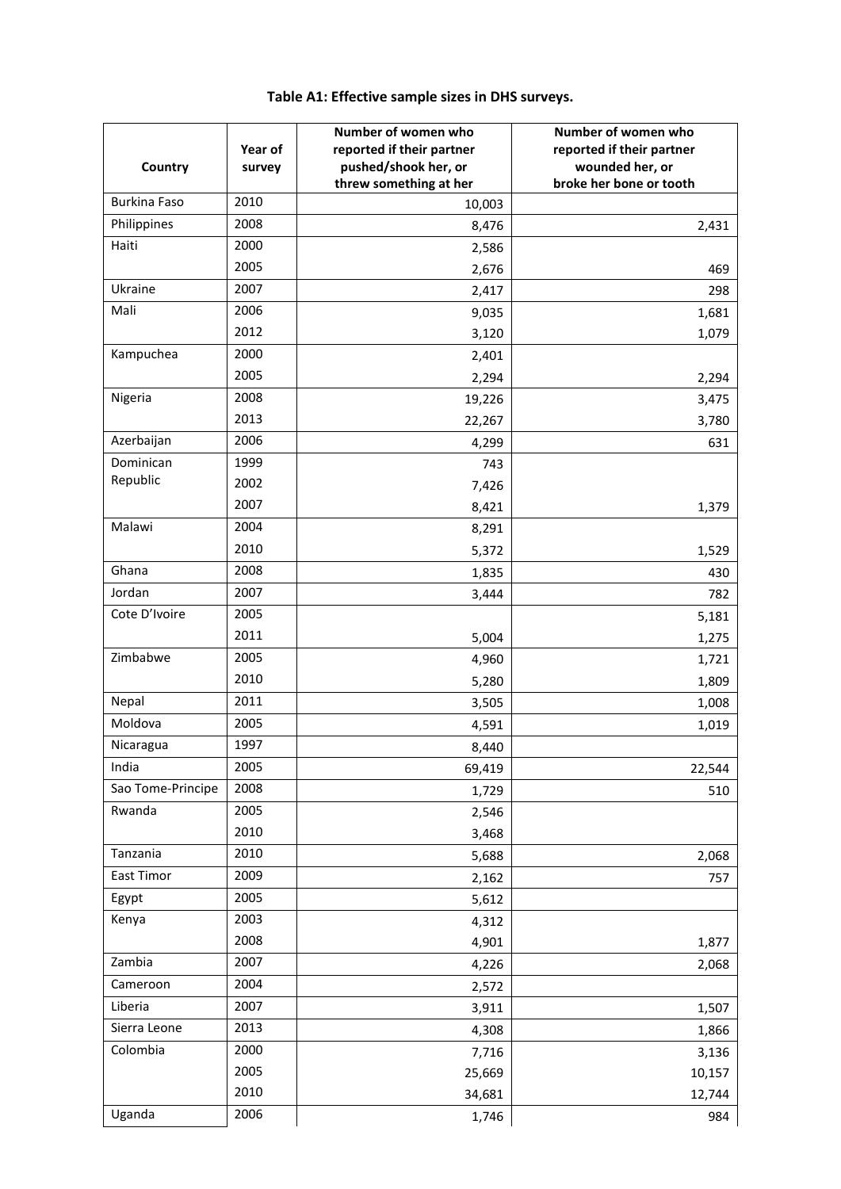**Table A1: Effective sample sizes in DHS surveys.**

| Country | Year of survey | Number of women who reported if their partner pushed/shook her, or threw something at her | Number of women who reported if their partner wounded her, or broke her bone or tooth |
|---|---|---|---|
| Burkina Faso | 2010 | 10,003 | |
| Philippines | 2008 | 8,476 | 2,431 |
| Haiti | 2000 | 2,586 | |
| | 2005 | 2,676 | 469 |
| Ukraine | 2007 | 2,417 | 298 |
| Mali | 2006 | 9,035 | 1,681 |
| | 2012 | 3,120 | 1,079 |
| Kampuchea | 2000 | 2,401 | |
| | 2005 | 2,294 | 2,294 |
| Nigeria | 2008 | 19,226 | 3,475 |
| | 2013 | 22,267 | 3,780 |
| Azerbaijan | 2006 | 4,299 | 631 |
| Dominican Republic | 1999 | 743 | |
| | 2002 | 7,426 | |
| | 2007 | 8,421 | 1,379 |
| Malawi | 2004 | 8,291 | |
| | 2010 | 5,372 | 1,529 |
| Ghana | 2008 | 1,835 | 430 |
| Jordan | 2007 | 3,444 | 782 |
| Cote D'Ivoire | 2005 | | 5,181 |
| | 2011 | 5,004 | 1,275 |
| Zimbabwe | 2005 | 4,960 | 1,721 |
| | 2010 | 5,280 | 1,809 |
| Nepal | 2011 | 3,505 | 1,008 |
| Moldova | 2005 | 4,591 | 1,019 |
| Nicaragua | 1997 | 8,440 | |
| India | 2005 | 69,419 | 22,544 |
| Sao Tome-Principe | 2008 | 1,729 | 510 |
| Rwanda | 2005 | 2,546 | |
| | 2010 | 3,468 | |
| Tanzania | 2010 | 5,688 | 2,068 |
| East Timor | 2009 | 2,162 | 757 |
| Egypt | 2005 | 5,612 | |
| Kenya | 2003 | 4,312 | |
| | 2008 | 4,901 | 1,877 |
| Zambia | 2007 | 4,226 | 2,068 |
| Cameroon | 2004 | 2,572 | |
| Liberia | 2007 | 3,911 | 1,507 |
| Sierra Leone | 2013 | 4,308 | 1,866 |
| Colombia | 2000 | 7,716 | 3,136 |
| | 2005 | 25,669 | 10,157 |
| | 2010 | 34,681 | 12,744 |
| Uganda | 2006 | 1,746 | 984 |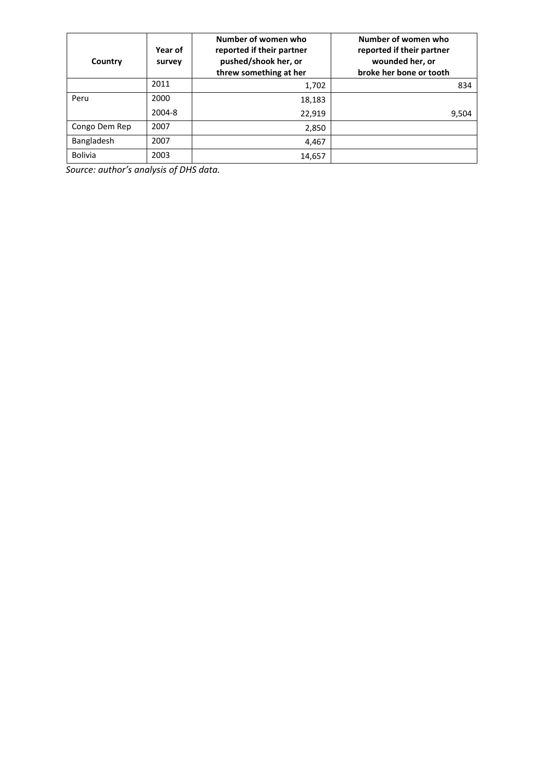| Country | Year of survey | Number of women who reported if their partner pushed/shook her, or threw something at her | Number of women who reported if their partner wounded her, or broke her bone or tooth |
|---|---|---|---|
| | 2011 | 1,702 | 834 |
| Peru | 2000 | 18,183 | |
| | 2004-8 | 22,919 | 9,504 |
| Congo Dem Rep | 2007 | 2,850 | |
| Bangladesh | 2007 | 4,467 | |
| Bolivia | 2003 | 14,657 | |

*Source: author's analysis of DHS data.*